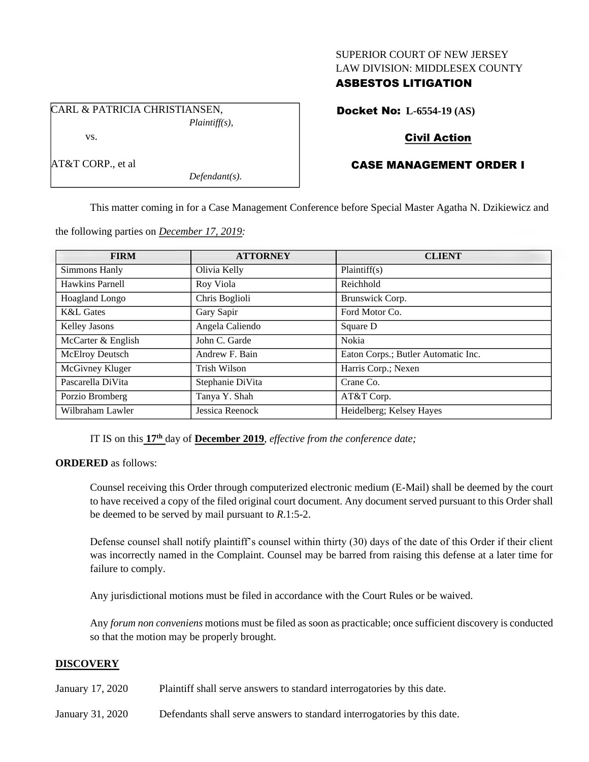SUPERIOR COURT OF NEW JERSEY
LAW DIVISION: MIDDLESEX COUNTY
**ASBESTOS LITIGATION**

CARL & PATRICIA CHRISTIANSEN,
*Plaintiff(s),*

vs.

AT&T CORP., et al
*Defendant(s).*

**Docket No: L-6554-19 (AS)**

**Civil Action**

**CASE MANAGEMENT ORDER I**

This matter coming in for a Case Management Conference before Special Master Agatha N. Dzikiewicz and the following parties on *December 17, 2019:*

| FIRM | ATTORNEY | CLIENT |
|---|---|---|
| Simmons Hanly | Olivia Kelly | Plaintiff(s) |
| Hawkins Parnell | Roy Viola | Reichhold |
| Hoagland Longo | Chris Boglioli | Brunswick Corp. |
| K&L Gates | Gary Sapir | Ford Motor Co. |
| Kelley Jasons | Angela Caliendo | Square D |
| McCarter & English | John C. Garde | Nokia |
| McElroy Deutsch | Andrew F. Bain | Eaton Corps.; Butler Automatic Inc. |
| McGivney Kluger | Trish Wilson | Harris Corp.; Nexen |
| Pascarella DiVita | Stephanie DiVita | Crane Co. |
| Porzio Bromberg | Tanya Y. Shah | AT&T Corp. |
| Wilbraham Lawler | Jessica Reenock | Heidelberg; Kelsey Hayes |

IT IS on this **17th** day of **December 2019**, *effective from the conference date;*

**ORDERED** as follows:

Counsel receiving this Order through computerized electronic medium (E-Mail) shall be deemed by the court to have received a copy of the filed original court document. Any document served pursuant to this Order shall be deemed to be served by mail pursuant to *R*.1:5-2.

Defense counsel shall notify plaintiff's counsel within thirty (30) days of the date of this Order if their client was incorrectly named in the Complaint. Counsel may be barred from raising this defense at a later time for failure to comply.

Any jurisdictional motions must be filed in accordance with the Court Rules or be waived.

Any *forum non conveniens* motions must be filed as soon as practicable; once sufficient discovery is conducted so that the motion may be properly brought.

## DISCOVERY

January 17, 2020 Plaintiff shall serve answers to standard interrogatories by this date.

January 31, 2020 Defendants shall serve answers to standard interrogatories by this date.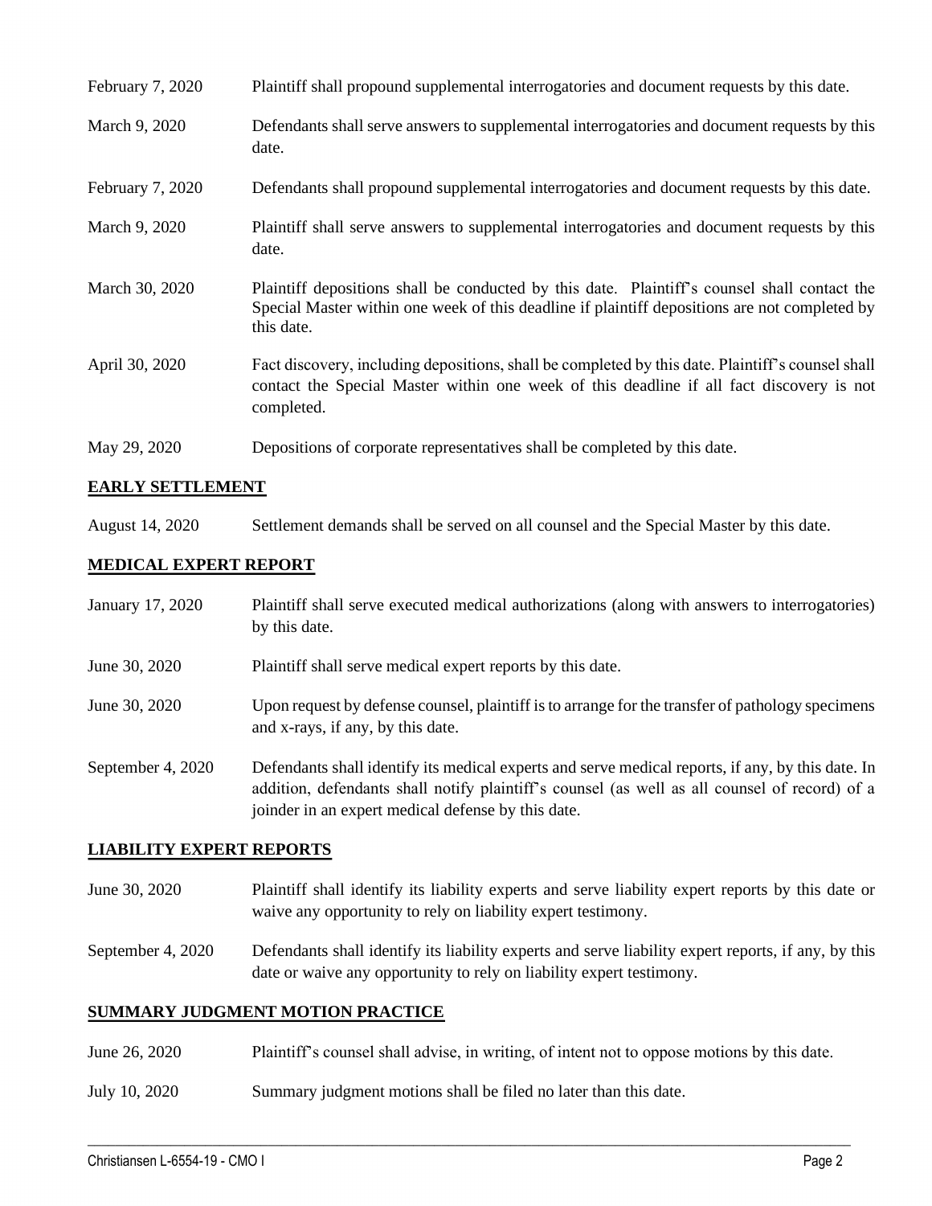| | |
|---|---|
| February 7, 2020 | Plaintiff shall propound supplemental interrogatories and document requests by this date. |
| March 9, 2020 | Defendants shall serve answers to supplemental interrogatories and document requests by this date. |
| February 7, 2020 | Defendants shall propound supplemental interrogatories and document requests by this date. |
| March 9, 2020 | Plaintiff shall serve answers to supplemental interrogatories and document requests by this date. |
| March 30, 2020 | Plaintiff depositions shall be conducted by this date. Plaintiff's counsel shall contact the Special Master within one week of this deadline if plaintiff depositions are not completed by this date. |
| April 30, 2020 | Fact discovery, including depositions, shall be completed by this date. Plaintiff's counsel shall contact the Special Master within one week of this deadline if all fact discovery is not completed. |
| May 29, 2020 | Depositions of corporate representatives shall be completed by this date. |

**EARLY SETTLEMENT**

| | |
|---|---|
| August 14, 2020 | Settlement demands shall be served on all counsel and the Special Master by this date. |

**MEDICAL EXPERT REPORT**

| | |
|---|---|
| January 17, 2020 | Plaintiff shall serve executed medical authorizations (along with answers to interrogatories) by this date. |
| June 30, 2020 | Plaintiff shall serve medical expert reports by this date. |
| June 30, 2020 | Upon request by defense counsel, plaintiff is to arrange for the transfer of pathology specimens and x-rays, if any, by this date. |
| September 4, 2020 | Defendants shall identify its medical experts and serve medical reports, if any, by this date. In addition, defendants shall notify plaintiff's counsel (as well as all counsel of record) of a joinder in an expert medical defense by this date. |

**LIABILITY EXPERT REPORTS**

| | |
|---|---|
| June 30, 2020 | Plaintiff shall identify its liability experts and serve liability expert reports by this date or waive any opportunity to rely on liability expert testimony. |
| September 4, 2020 | Defendants shall identify its liability experts and serve liability expert reports, if any, by this date or waive any opportunity to rely on liability expert testimony. |

**SUMMARY JUDGMENT MOTION PRACTICE**

| | |
|---|---|
| June 26, 2020 | Plaintiff's counsel shall advise, in writing, of intent not to oppose motions by this date. |
| July 10, 2020 | Summary judgment motions shall be filed no later than this date. |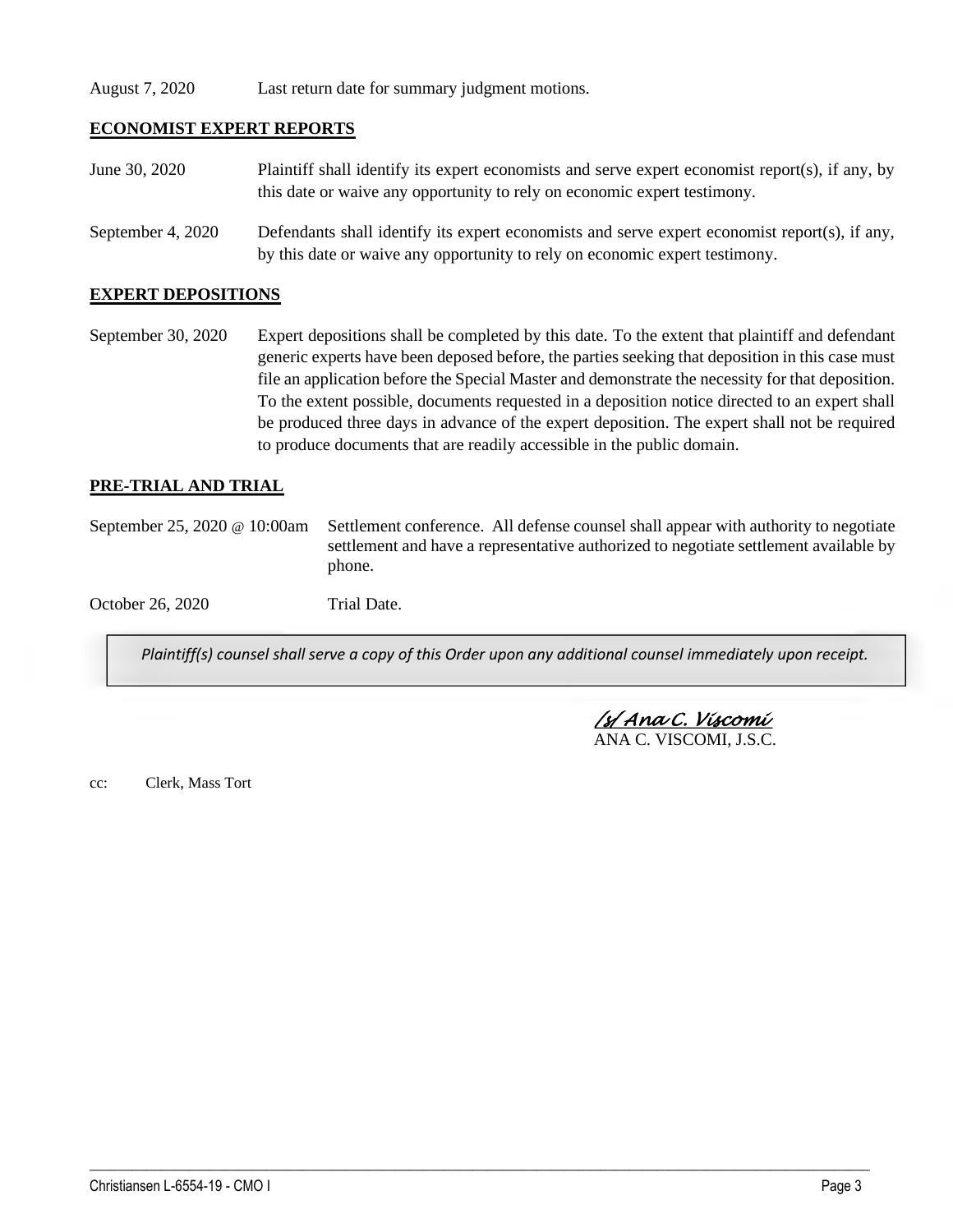| | |
|---|---|
| August 7, 2020 | Last return date for summary judgment motions. |

**ECONOMIST EXPERT REPORTS**

| | |
|---|---|
| June 30, 2020 | Plaintiff shall identify its expert economists and serve expert economist report(s), if any, by this date or waive any opportunity to rely on economic expert testimony. |
| September 4, 2020 | Defendants shall identify its expert economists and serve expert economist report(s), if any, by this date or waive any opportunity to rely on economic expert testimony. |

**EXPERT DEPOSITIONS**

| | |
|---|---|
| September 30, 2020 | Expert depositions shall be completed by this date. To the extent that plaintiff and defendant generic experts have been deposed before, the parties seeking that deposition in this case must file an application before the Special Master and demonstrate the necessity for that deposition. To the extent possible, documents requested in a deposition notice directed to an expert shall be produced three days in advance of the expert deposition. The expert shall not be required to produce documents that are readily accessible in the public domain. |

**PRE-TRIAL AND TRIAL**

| | |
|---|---|
| September 25, 2020 @ 10:00am | Settlement conference. All defense counsel shall appear with authority to negotiate settlement and have a representative authorized to negotiate settlement available by phone. |
| October 26, 2020 | Trial Date. |

*Plaintiff(s) counsel shall serve a copy of this Order upon any additional counsel immediately upon receipt.*

*/s/ Ana C. Viscomi*
ANA C. VISCOMI, J.S.C.

cc: Clerk, Mass Tort